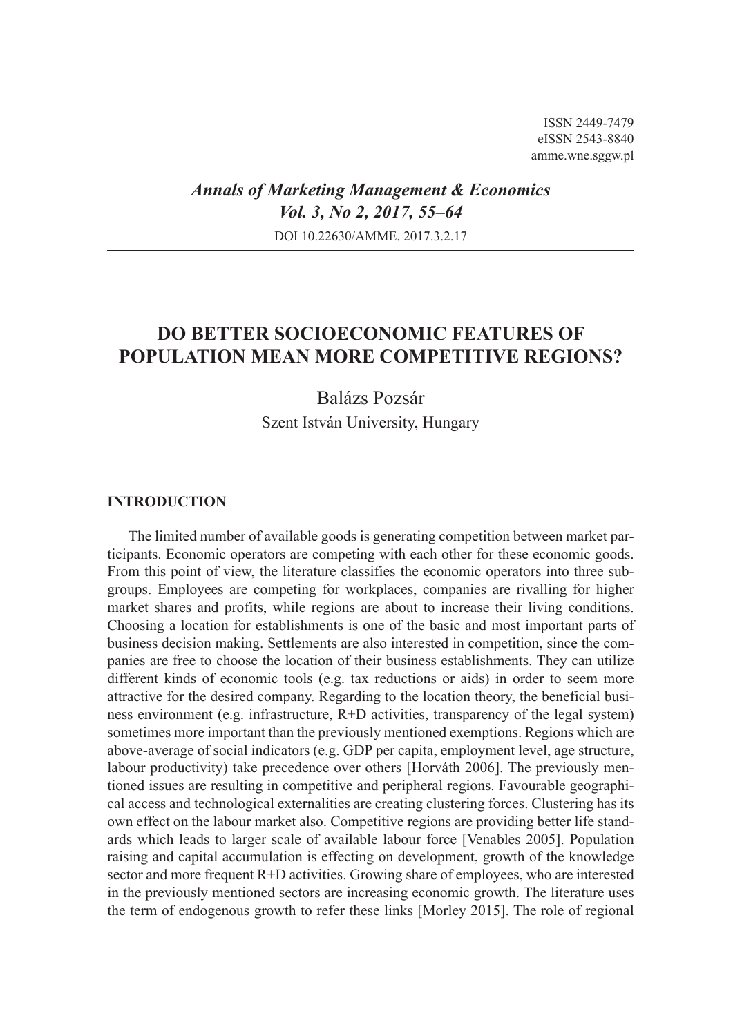ISSN 2449-7479
eISSN 2543-8840
amme.wne.sggw.pl

*Annals of Marketing Management & Economics*
*Vol. 3, No 2, 2017, 55–64*
DOI 10.22630/AMME. 2017.3.2.17

# DO BETTER SOCIOECONOMIC FEATURES OF POPULATION MEAN MORE COMPETITIVE REGIONS?

Balázs Pozsár
Szent István University, Hungary

## INTRODUCTION

The limited number of available goods is generating competition between market participants. Economic operators are competing with each other for these economic goods. From this point of view, the literature classifies the economic operators into three subgroups. Employees are competing for workplaces, companies are rivalling for higher market shares and profits, while regions are about to increase their living conditions. Choosing a location for establishments is one of the basic and most important parts of business decision making. Settlements are also interested in competition, since the companies are free to choose the location of their business establishments. They can utilize different kinds of economic tools (e.g. tax reductions or aids) in order to seem more attractive for the desired company. Regarding to the location theory, the beneficial business environment (e.g. infrastructure, R+D activities, transparency of the legal system) sometimes more important than the previously mentioned exemptions. Regions which are above-average of social indicators (e.g. GDP per capita, employment level, age structure, labour productivity) take precedence over others [Horváth 2006]. The previously mentioned issues are resulting in competitive and peripheral regions. Favourable geographical access and technological externalities are creating clustering forces. Clustering has its own effect on the labour market also. Competitive regions are providing better life standards which leads to larger scale of available labour force [Venables 2005]. Population raising and capital accumulation is effecting on development, growth of the knowledge sector and more frequent R+D activities. Growing share of employees, who are interested in the previously mentioned sectors are increasing economic growth. The literature uses the term of endogenous growth to refer these links [Morley 2015]. The role of regional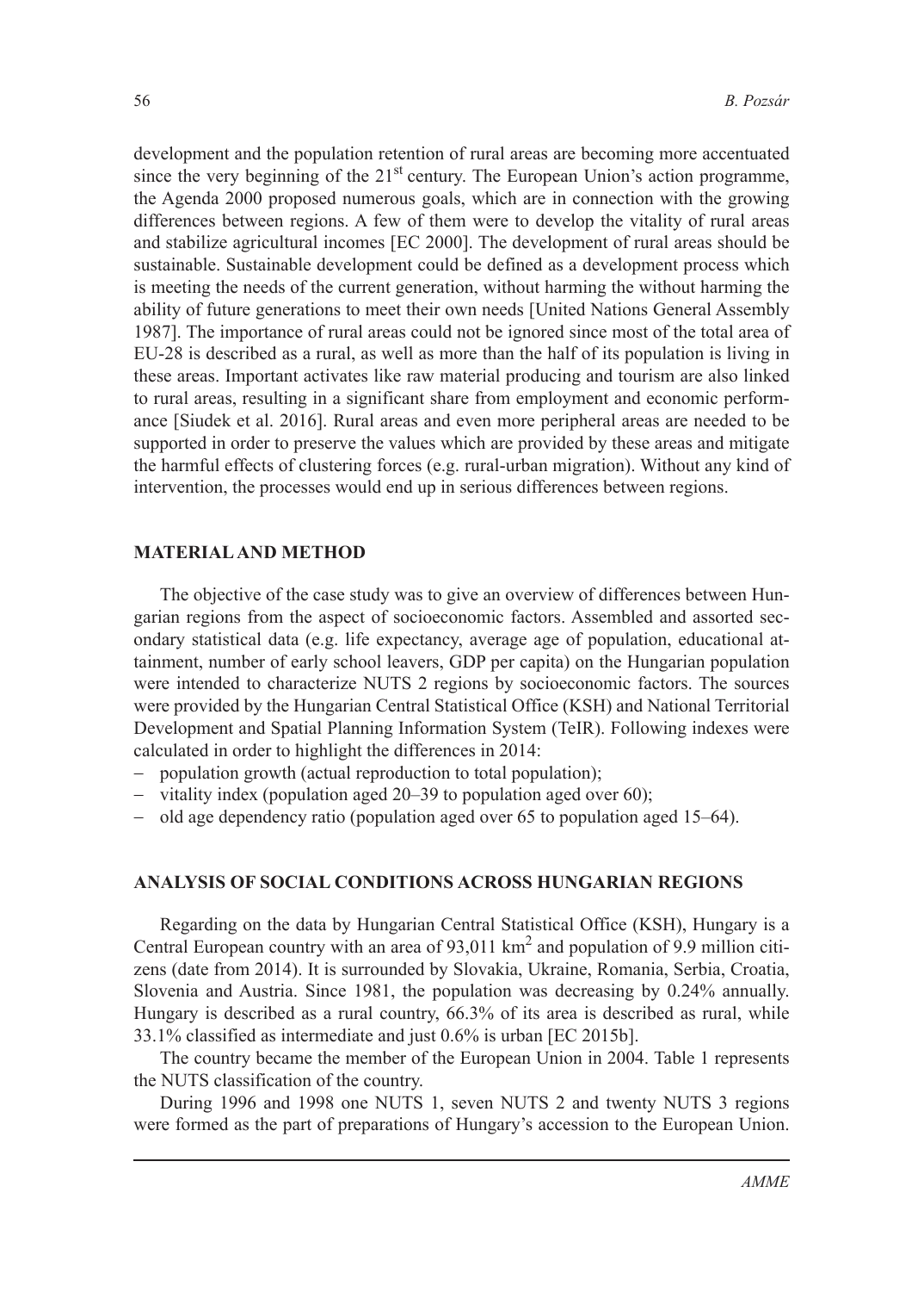development and the population retention of rural areas are becoming more accentuated since the very beginning of the 21st century. The European Union's action programme, the Agenda 2000 proposed numerous goals, which are in connection with the growing differences between regions. A few of them were to develop the vitality of rural areas and stabilize agricultural incomes [EC 2000]. The development of rural areas should be sustainable. Sustainable development could be defined as a development process which is meeting the needs of the current generation, without harming the without harming the ability of future generations to meet their own needs [United Nations General Assembly 1987]. The importance of rural areas could not be ignored since most of the total area of EU-28 is described as a rural, as well as more than the half of its population is living in these areas. Important activates like raw material producing and tourism are also linked to rural areas, resulting in a significant share from employment and economic performance [Siudek et al. 2016]. Rural areas and even more peripheral areas are needed to be supported in order to preserve the values which are provided by these areas and mitigate the harmful effects of clustering forces (e.g. rural-urban migration). Without any kind of intervention, the processes would end up in serious differences between regions.

## MATERIAL AND METHOD

The objective of the case study was to give an overview of differences between Hungarian regions from the aspect of socioeconomic factors. Assembled and assorted secondary statistical data (e.g. life expectancy, average age of population, educational attainment, number of early school leavers, GDP per capita) on the Hungarian population were intended to characterize NUTS 2 regions by socioeconomic factors. The sources were provided by the Hungarian Central Statistical Office (KSH) and National Territorial Development and Spatial Planning Information System (TeIR). Following indexes were calculated in order to highlight the differences in 2014:

- population growth (actual reproduction to total population);
- vitality index (population aged 20–39 to population aged over 60);
- old age dependency ratio (population aged over 65 to population aged 15–64).

## ANALYSIS OF SOCIAL CONDITIONS ACROSS HUNGARIAN REGIONS

Regarding on the data by Hungarian Central Statistical Office (KSH), Hungary is a Central European country with an area of 93,011 km$^2$ and population of 9.9 million citizens (date from 2014). It is surrounded by Slovakia, Ukraine, Romania, Serbia, Croatia, Slovenia and Austria. Since 1981, the population was decreasing by 0.24% annually. Hungary is described as a rural country, 66.3% of its area is described as rural, while 33.1% classified as intermediate and just 0.6% is urban [EC 2015b].

The country became the member of the European Union in 2004. Table 1 represents the NUTS classification of the country.

During 1996 and 1998 one NUTS 1, seven NUTS 2 and twenty NUTS 3 regions were formed as the part of preparations of Hungary's accession to the European Union.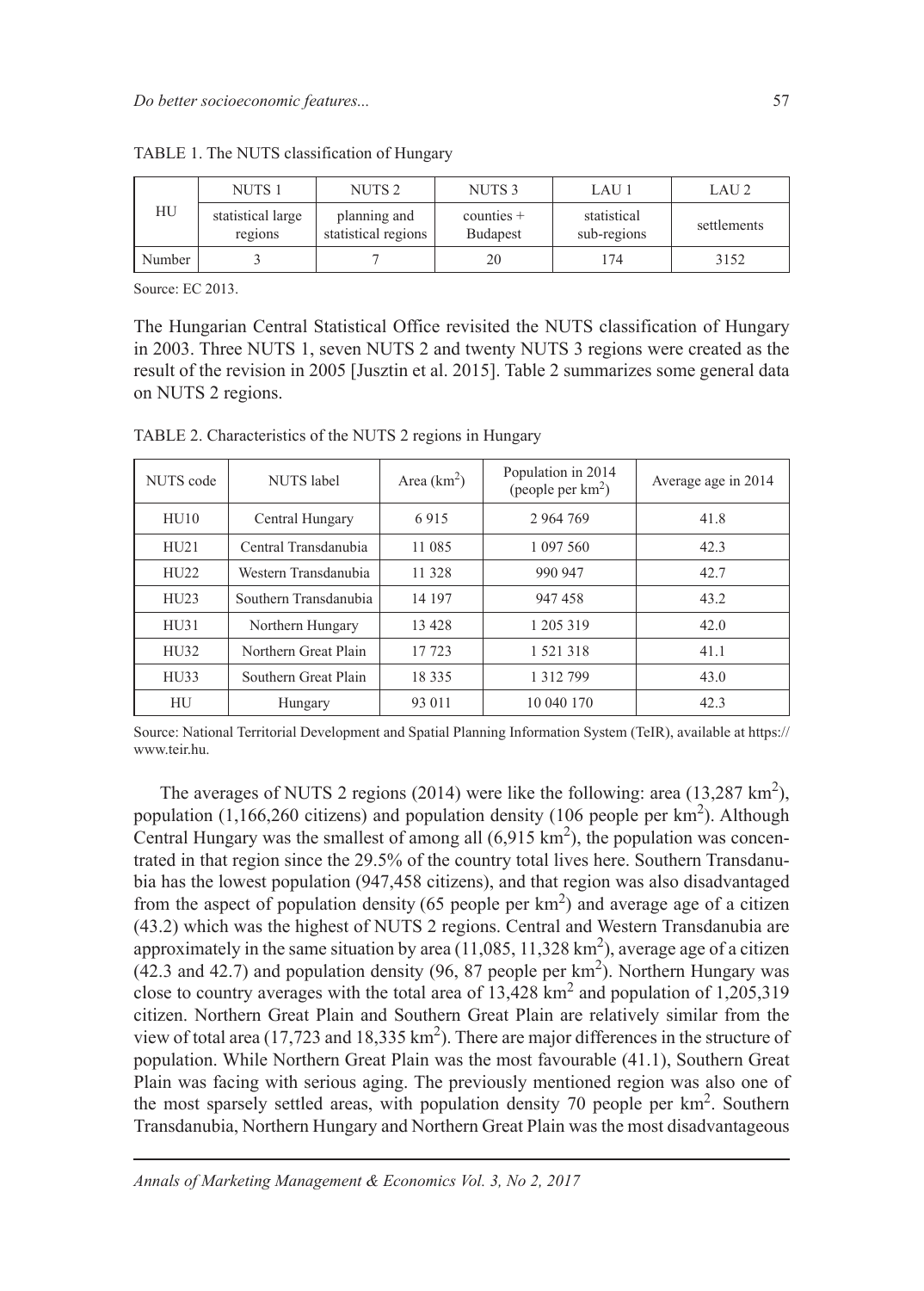TABLE 1. The NUTS classification of Hungary

| HU | NUTS 1 | NUTS 2 | NUTS 3 | LAU 1 | LAU 2 |
|---|---|---|---|---|---|
| | statistical large regions | planning and statistical regions | counties + Budapest | statistical sub-regions | settlements |
| Number | 3 | 7 | 20 | 174 | 3152 |

Source: EC 2013.

The Hungarian Central Statistical Office revisited the NUTS classification of Hungary in 2003. Three NUTS 1, seven NUTS 2 and twenty NUTS 3 regions were created as the result of the revision in 2005 [Jusztin et al. 2015]. Table 2 summarizes some general data on NUTS 2 regions.

TABLE 2. Characteristics of the NUTS 2 regions in Hungary

| NUTS code | NUTS label | Area (km$^2$) | Population in 2014 (people per km$^2$) | Average age in 2014 |
|---|---|---|---|---|
| HU10 | Central Hungary | 6 915 | 2 964 769 | 41.8 |
| HU21 | Central Transdanubia | 11 085 | 1 097 560 | 42.3 |
| HU22 | Western Transdanubia | 11 328 | 990 947 | 42.7 |
| HU23 | Southern Transdanubia | 14 197 | 947 458 | 43.2 |
| HU31 | Northern Hungary | 13 428 | 1 205 319 | 42.0 |
| HU32 | Northern Great Plain | 17 723 | 1 521 318 | 41.1 |
| HU33 | Southern Great Plain | 18 335 | 1 312 799 | 43.0 |
| HU | Hungary | 93 011 | 10 040 170 | 42.3 |

Source: National Territorial Development and Spatial Planning Information System (TeIR), available at https://www.teir.hu.

The averages of NUTS 2 regions (2014) were like the following: area (13,287 km$^2$), population (1,166,260 citizens) and population density (106 people per km$^2$). Although Central Hungary was the smallest of among all (6,915 km$^2$), the population was concentrated in that region since the 29.5% of the country total lives here. Southern Transdanubia has the lowest population (947,458 citizens), and that region was also disadvantaged from the aspect of population density (65 people per km$^2$) and average age of a citizen (43.2) which was the highest of NUTS 2 regions. Central and Western Transdanubia are approximately in the same situation by area (11,085, 11,328 km$^2$), average age of a citizen (42.3 and 42.7) and population density (96, 87 people per km$^2$). Northern Hungary was close to country averages with the total area of 13,428 km$^2$ and population of 1,205,319 citizen. Northern Great Plain and Southern Great Plain are relatively similar from the view of total area (17,723 and 18,335 km$^2$). There are major differences in the structure of population. While Northern Great Plain was the most favourable (41.1), Southern Great Plain was facing with serious aging. The previously mentioned region was also one of the most sparsely settled areas, with population density 70 people per km$^2$. Southern Transdanubia, Northern Hungary and Northern Great Plain was the most disadvantageous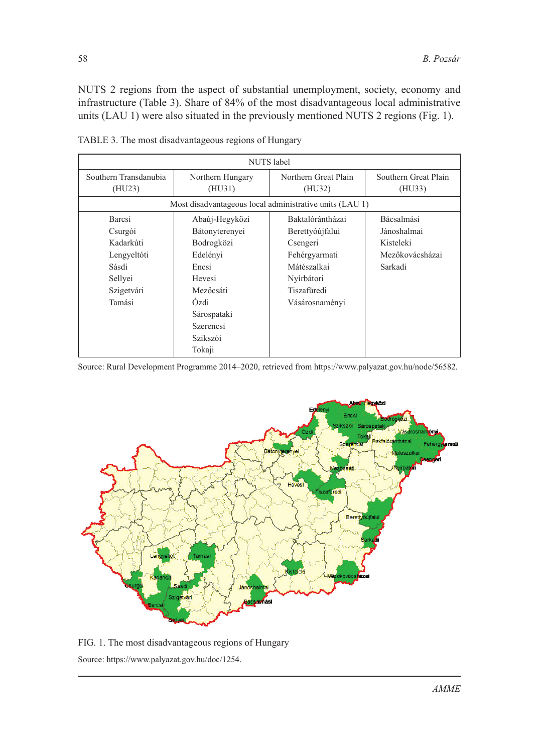NUTS 2 regions from the aspect of substantial unemployment, society, economy and infrastructure (Table 3). Share of 84% of the most disadvantageous local administrative units (LAU 1) were also situated in the previously mentioned NUTS 2 regions (Fig. 1).

TABLE 3. The most disadvantageous regions of Hungary

| NUTS label | | | |
|---|---|---|---|
| Southern Transdanubia (HU23) | Northern Hungary (HU31) | Northern Great Plain (HU32) | Southern Great Plain (HU33) |
| Most disadvantageous local administrative units (LAU 1) | | | |
| Barcsi | Abaúj-Hegyközi | Baktalórántházai | Bácsalmási |
| Csurgói | Bátonyterenyei | Berettyóújfalui | Jánoshalmai |
| Kadarkúti | Bodrogközi | Csengeri | Kisteleki |
| Lengyeltóti | Edelényi | Fehérgyarmati | Mezőkovácsházai |
| Sásdi | Encsi | Mátészalkai | Sarkadi |
| Sellyei | Hevesi | Nyírbátori | |
| Szigetvári | Mezőcsáti | Tiszafüredi | |
| Tamási | Ózdi | Vásárosnaményi | |
| | Sárospataki | | |
| | Szerencsi | | |
| | Szikszói | | |
| | Tokaji | | |

Source: Rural Development Programme 2014–2020, retrieved from https://www.palyazat.gov.hu/node/56582.

FIG. 1. The most disadvantageous regions of Hungary

Source: https://www.palyazat.gov.hu/doc/1254.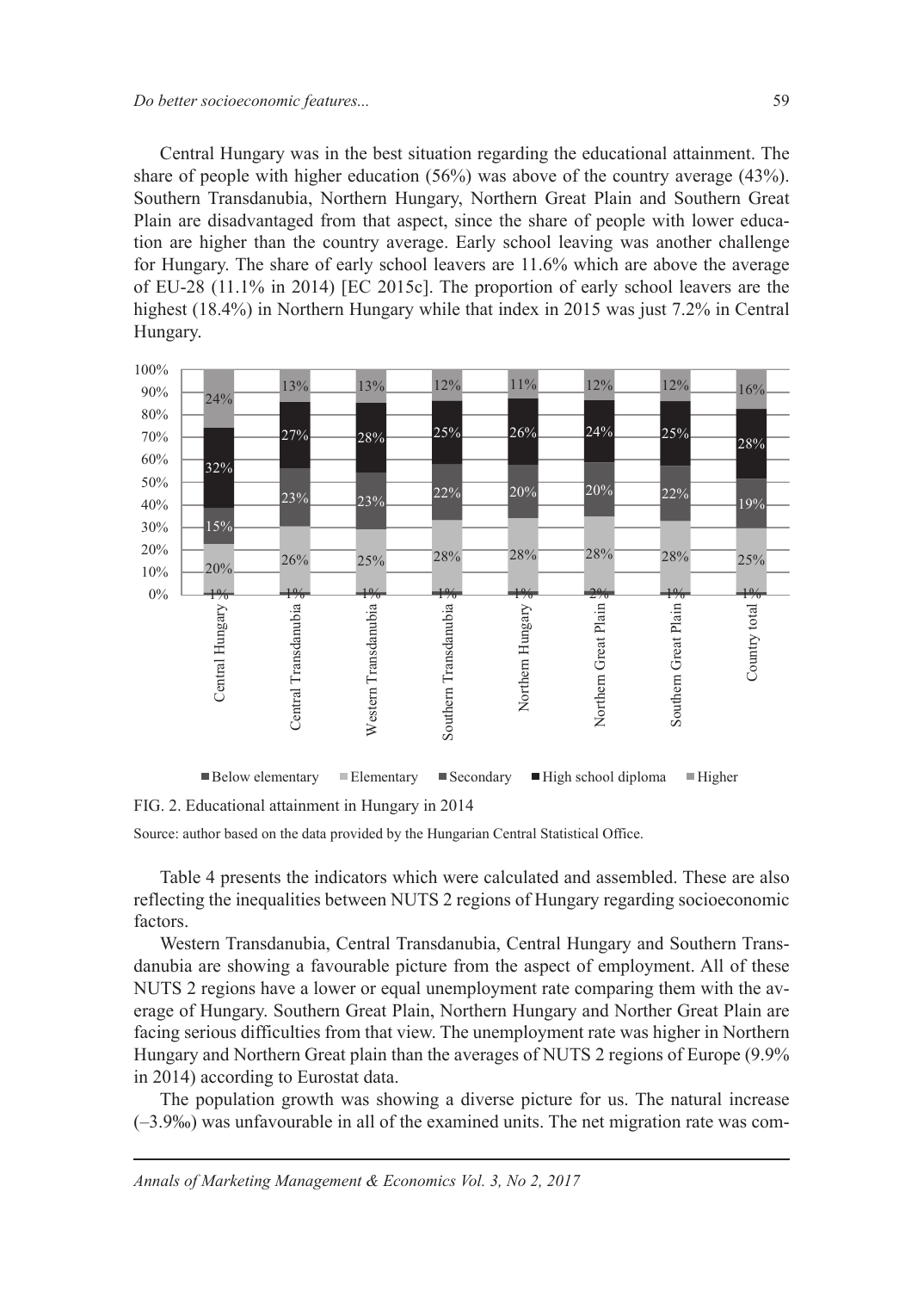Central Hungary was in the best situation regarding the educational attainment. The share of people with higher education (56%) was above of the country average (43%). Southern Transdanubia, Northern Hungary, Northern Great Plain and Southern Great Plain are disadvantaged from that aspect, since the share of people with lower education are higher than the country average. Early school leaving was another challenge for Hungary. The share of early school leavers are 11.6% which are above the average of EU-28 (11.1% in 2014) [EC 2015c]. The proportion of early school leavers are the highest (18.4%) in Northern Hungary while that index in 2015 was just 7.2% in Central Hungary.

| | Below elementary | Elementary | Secondary | High school diploma | Higher |
|---|---|---|---|---|---|
| Central Hungary | 1% | 20% | 15% | 32% | 24% |
| Central Transdanubia | 1% | 26% | 23% | 27% | 13% |
| Western Transdanubia | 1% | 25% | 23% | 28% | 13% |
| Southern Transdanubia | 1% | 28% | 22% | 25% | 12% |
| Northern Hungary | 1% | 28% | 20% | 26% | 11% |
| Northern Great Plain | 2% | 28% | 20% | 24% | 12% |
| Southern Great Plain | 1% | 28% | 22% | 25% | 12% |
| Country total | 1% | 25% | 19% | 28% | 16% |

FIG. 2. Educational attainment in Hungary in 2014

Source: author based on the data provided by the Hungarian Central Statistical Office.

Table 4 presents the indicators which were calculated and assembled. These are also reflecting the inequalities between NUTS 2 regions of Hungary regarding socioeconomic factors.

Western Transdanubia, Central Transdanubia, Central Hungary and Southern Transdanubia are showing a favourable picture from the aspect of employment. All of these NUTS 2 regions have a lower or equal unemployment rate comparing them with the average of Hungary. Southern Great Plain, Northern Hungary and Norther Great Plain are facing serious difficulties from that view. The unemployment rate was higher in Northern Hungary and Northern Great plain than the averages of NUTS 2 regions of Europe (9.9% in 2014) according to Eurostat data.

The population growth was showing a diverse picture for us. The natural increase (–3.9‰) was unfavourable in all of the examined units. The net migration rate was com-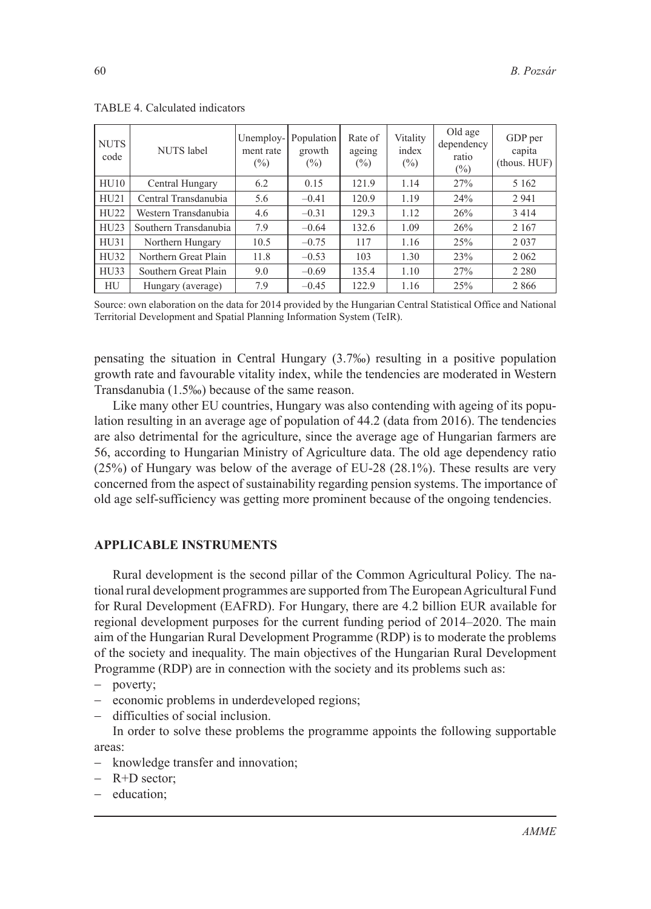TABLE 4. Calculated indicators

| NUTS code | NUTS label | Unemployment rate (%) | Population growth (%) | Rate of ageing (%) | Vitality index (%) | Old age dependency ratio (%) | GDP per capita (thous. HUF) |
|---|---|---|---|---|---|---|---|
| HU10 | Central Hungary | 6.2 | 0.15 | 121.9 | 1.14 | 27% | 5 162 |
| HU21 | Central Transdanubia | 5.6 | –0.41 | 120.9 | 1.19 | 24% | 2 941 |
| HU22 | Western Transdanubia | 4.6 | –0.31 | 129.3 | 1.12 | 26% | 3 414 |
| HU23 | Southern Transdanubia | 7.9 | –0.64 | 132.6 | 1.09 | 26% | 2 167 |
| HU31 | Northern Hungary | 10.5 | –0.75 | 117 | 1.16 | 25% | 2 037 |
| HU32 | Northern Great Plain | 11.8 | –0.53 | 103 | 1.30 | 23% | 2 062 |
| HU33 | Southern Great Plain | 9.0 | –0.69 | 135.4 | 1.10 | 27% | 2 280 |
| HU | Hungary (average) | 7.9 | –0.45 | 122.9 | 1.16 | 25% | 2 866 |

Source: own elaboration on the data for 2014 provided by the Hungarian Central Statistical Office and National Territorial Development and Spatial Planning Information System (TeIR).

pensating the situation in Central Hungary (3.7‰) resulting in a positive population growth rate and favourable vitality index, while the tendencies are moderated in Western Transdanubia (1.5‰) because of the same reason.

Like many other EU countries, Hungary was also contending with ageing of its population resulting in an average age of population of 44.2 (data from 2016). The tendencies are also detrimental for the agriculture, since the average age of Hungarian farmers are 56, according to Hungarian Ministry of Agriculture data. The old age dependency ratio (25%) of Hungary was below of the average of EU-28 (28.1%). These results are very concerned from the aspect of sustainability regarding pension systems. The importance of old age self-sufficiency was getting more prominent because of the ongoing tendencies.

## APPLICABLE INSTRUMENTS

Rural development is the second pillar of the Common Agricultural Policy. The national rural development programmes are supported from The European Agricultural Fund for Rural Development (EAFRD). For Hungary, there are 4.2 billion EUR available for regional development purposes for the current funding period of 2014–2020. The main aim of the Hungarian Rural Development Programme (RDP) is to moderate the problems of the society and inequality. The main objectives of the Hungarian Rural Development Programme (RDP) are in connection with the society and its problems such as:

- poverty;
- economic problems in underdeveloped regions;
- difficulties of social inclusion.

In order to solve these problems the programme appoints the following supportable areas:

- knowledge transfer and innovation;
- R+D sector;
- education;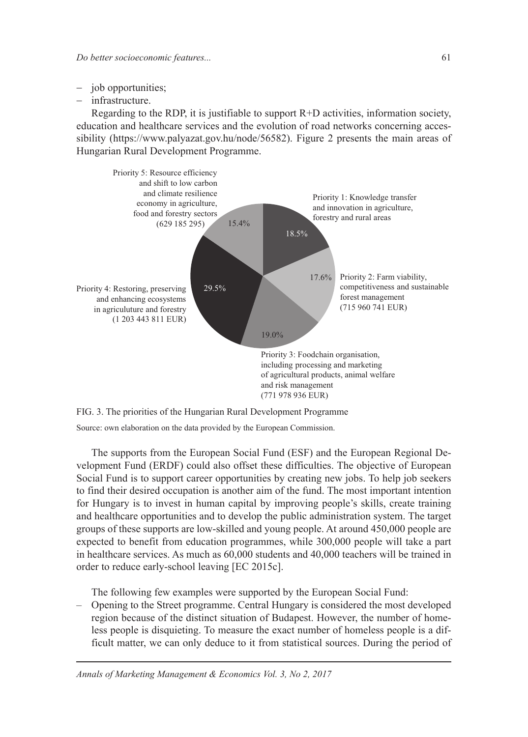- job opportunities;
- infrastructure.

Regarding to the RDP, it is justifiable to support R+D activities, information society, education and healthcare services and the evolution of road networks concerning accessibility (https://www.palyazat.gov.hu/node/56582). Figure 2 presents the main areas of Hungarian Rural Development Programme.

Priority 5: Resource efficiency and shift to low carbon and climate resilience economy in agriculture, food and forestry sectors (629 185 295) 15.4%

Priority 1: Knowledge transfer and innovation in agriculture, forestry and rural areas 18.5%

Priority 2: Farm viability, competitiveness and sustainable forest management (715 960 741 EUR) 17.6%

Priority 3: Foodchain organisation, including processing and marketing of agricultural products, animal welfare and risk management (771 978 936 EUR) 19.0%

Priority 4: Restoring, preserving and enhancing ecosystems in agriculuture and forestry (1 203 443 811 EUR) 29.5%

FIG. 3. The priorities of the Hungarian Rural Development Programme

Source: own elaboration on the data provided by the European Commission.

The supports from the European Social Fund (ESF) and the European Regional Development Fund (ERDF) could also offset these difficulties. The objective of European Social Fund is to support career opportunities by creating new jobs. To help job seekers to find their desired occupation is another aim of the fund. The most important intention for Hungary is to invest in human capital by improving people's skills, create training and healthcare opportunities and to develop the public administration system. The target groups of these supports are low-skilled and young people. At around 450,000 people are expected to benefit from education programmes, while 300,000 people will take a part in healthcare services. As much as 60,000 students and 40,000 teachers will be trained in order to reduce early-school leaving [EC 2015c].

The following few examples were supported by the European Social Fund:

- Opening to the Street programme. Central Hungary is considered the most developed region because of the distinct situation of Budapest. However, the number of homeless people is disquieting. To measure the exact number of homeless people is a difficult matter, we can only deduce to it from statistical sources. During the period of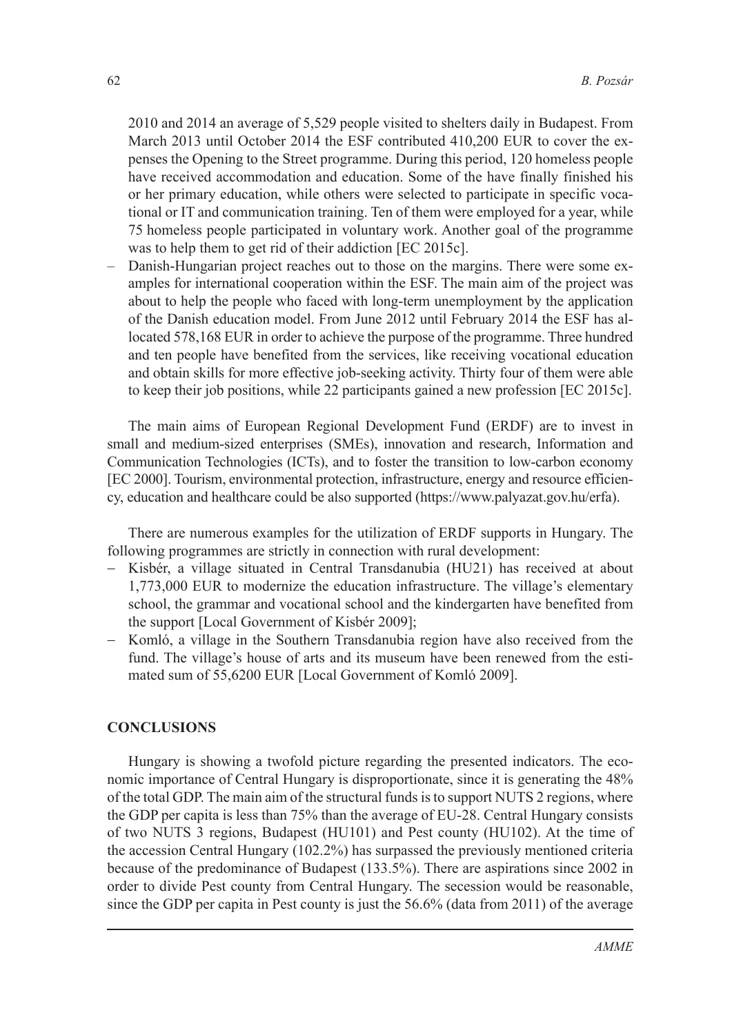2010 and 2014 an average of 5,529 people visited to shelters daily in Budapest. From March 2013 until October 2014 the ESF contributed 410,200 EUR to cover the expenses the Opening to the Street programme. During this period, 120 homeless people have received accommodation and education. Some of the have finally finished his or her primary education, while others were selected to participate in specific vocational or IT and communication training. Ten of them were employed for a year, while 75 homeless people participated in voluntary work. Another goal of the programme was to help them to get rid of their addiction [EC 2015c].

– Danish-Hungarian project reaches out to those on the margins. There were some examples for international cooperation within the ESF. The main aim of the project was about to help the people who faced with long-term unemployment by the application of the Danish education model. From June 2012 until February 2014 the ESF has allocated 578,168 EUR in order to achieve the purpose of the programme. Three hundred and ten people have benefited from the services, like receiving vocational education and obtain skills for more effective job-seeking activity. Thirty four of them were able to keep their job positions, while 22 participants gained a new profession [EC 2015c].

The main aims of European Regional Development Fund (ERDF) are to invest in small and medium-sized enterprises (SMEs), innovation and research, Information and Communication Technologies (ICTs), and to foster the transition to low-carbon economy [EC 2000]. Tourism, environmental protection, infrastructure, energy and resource efficiency, education and healthcare could be also supported (https://www.palyazat.gov.hu/erfa).

There are numerous examples for the utilization of ERDF supports in Hungary. The following programmes are strictly in connection with rural development:

- Kisbér, a village situated in Central Transdanubia (HU21) has received at about 1,773,000 EUR to modernize the education infrastructure. The village's elementary school, the grammar and vocational school and the kindergarten have benefited from the support [Local Government of Kisbér 2009];
- Komló, a village in the Southern Transdanubia region have also received from the fund. The village's house of arts and its museum have been renewed from the estimated sum of 55,6200 EUR [Local Government of Komló 2009].

## CONCLUSIONS

Hungary is showing a twofold picture regarding the presented indicators. The economic importance of Central Hungary is disproportionate, since it is generating the 48% of the total GDP. The main aim of the structural funds is to support NUTS 2 regions, where the GDP per capita is less than 75% than the average of EU-28. Central Hungary consists of two NUTS 3 regions, Budapest (HU101) and Pest county (HU102). At the time of the accession Central Hungary (102.2%) has surpassed the previously mentioned criteria because of the predominance of Budapest (133.5%). There are aspirations since 2002 in order to divide Pest county from Central Hungary. The secession would be reasonable, since the GDP per capita in Pest county is just the 56.6% (data from 2011) of the average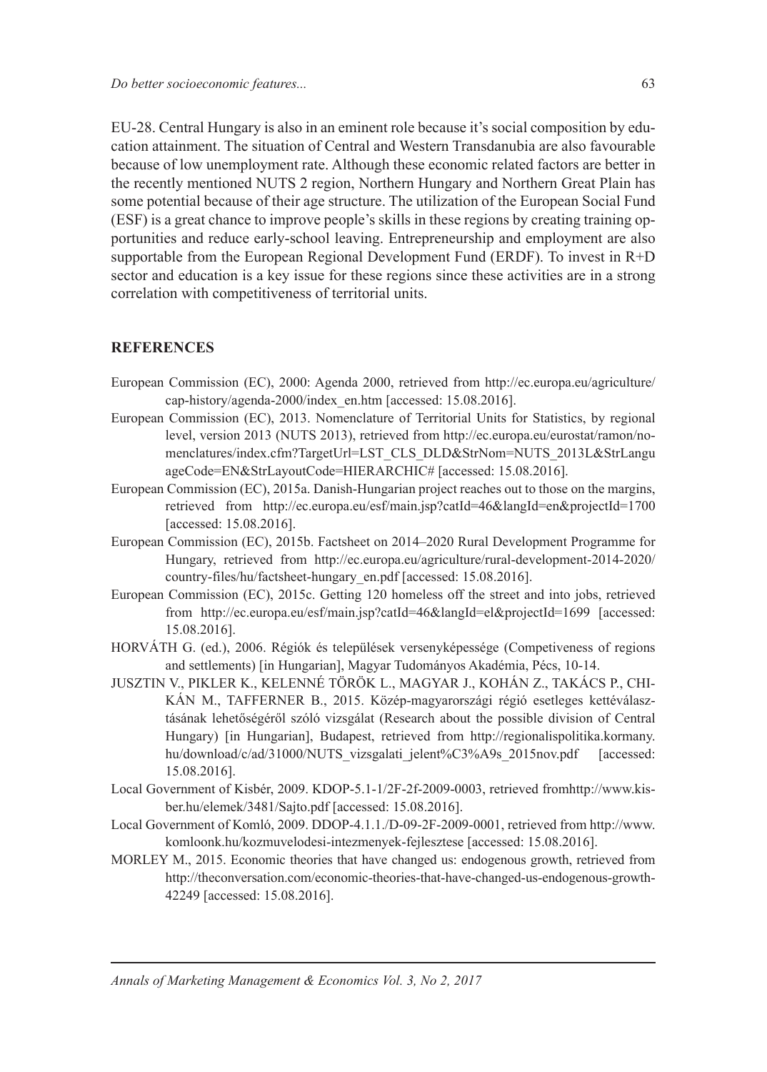EU-28. Central Hungary is also in an eminent role because it's social composition by education attainment. The situation of Central and Western Transdanubia are also favourable because of low unemployment rate. Although these economic related factors are better in the recently mentioned NUTS 2 region, Northern Hungary and Northern Great Plain has some potential because of their age structure. The utilization of the European Social Fund (ESF) is a great chance to improve people's skills in these regions by creating training opportunities and reduce early-school leaving. Entrepreneurship and employment are also supportable from the European Regional Development Fund (ERDF). To invest in R+D sector and education is a key issue for these regions since these activities are in a strong correlation with competitiveness of territorial units.

## REFERENCES

European Commission (EC), 2000: Agenda 2000, retrieved from http://ec.europa.eu/agriculture/cap-history/agenda-2000/index_en.htm [accessed: 15.08.2016].

European Commission (EC), 2013. Nomenclature of Territorial Units for Statistics, by regional level, version 2013 (NUTS 2013), retrieved from http://ec.europa.eu/eurostat/ramon/nomenclatures/index.cfm?TargetUrl=LST_CLS_DLD&StrNom=NUTS_2013L&StrLanguageCode=EN&StrLayoutCode=HIERARCHIC# [accessed: 15.08.2016].

European Commission (EC), 2015a. Danish-Hungarian project reaches out to those on the margins, retrieved from http://ec.europa.eu/esf/main.jsp?catId=46&langId=en&projectId=1700 [accessed: 15.08.2016].

European Commission (EC), 2015b. Factsheet on 2014–2020 Rural Development Programme for Hungary, retrieved from http://ec.europa.eu/agriculture/rural-development-2014-2020/country-files/hu/factsheet-hungary_en.pdf [accessed: 15.08.2016].

European Commission (EC), 2015c. Getting 120 homeless off the street and into jobs, retrieved from http://ec.europa.eu/esf/main.jsp?catId=46&langId=el&projectId=1699 [accessed: 15.08.2016].

HORVÁTH G. (ed.), 2006. Régiók és települések versenyképessége (Competiveness of regions and settlements) [in Hungarian], Magyar Tudományos Akadémia, Pécs, 10-14.

JUSZTIN V., PIKLER K., KELENNÉ TÖRÖK L., MAGYAR J., KOHÁN Z., TAKÁCS P., CHIKÁN M., TAFFERNER B., 2015. Közép-magyarországi régió esetleges kettéválasztásának lehetőségéről szóló vizsgálat (Research about the possible division of Central Hungary) [in Hungarian], Budapest, retrieved from http://regionalispolitika.kormany.hu/download/c/ad/31000/NUTS_vizsgalati_jelent%C3%A9s_2015nov.pdf [accessed: 15.08.2016].

Local Government of Kisbér, 2009. KDOP-5.1-1/2F-2f-2009-0003, retrieved fromhttp://www.kisber.hu/elemek/3481/Sajto.pdf [accessed: 15.08.2016].

Local Government of Komló, 2009. DDOP-4.1.1./D-09-2F-2009-0001, retrieved from http://www.komloonk.hu/kozmuvelodesi-intezmenyek-fejlesztese [accessed: 15.08.2016].

MORLEY M., 2015. Economic theories that have changed us: endogenous growth, retrieved from http://theconversation.com/economic-theories-that-have-changed-us-endogenous-growth-42249 [accessed: 15.08.2016].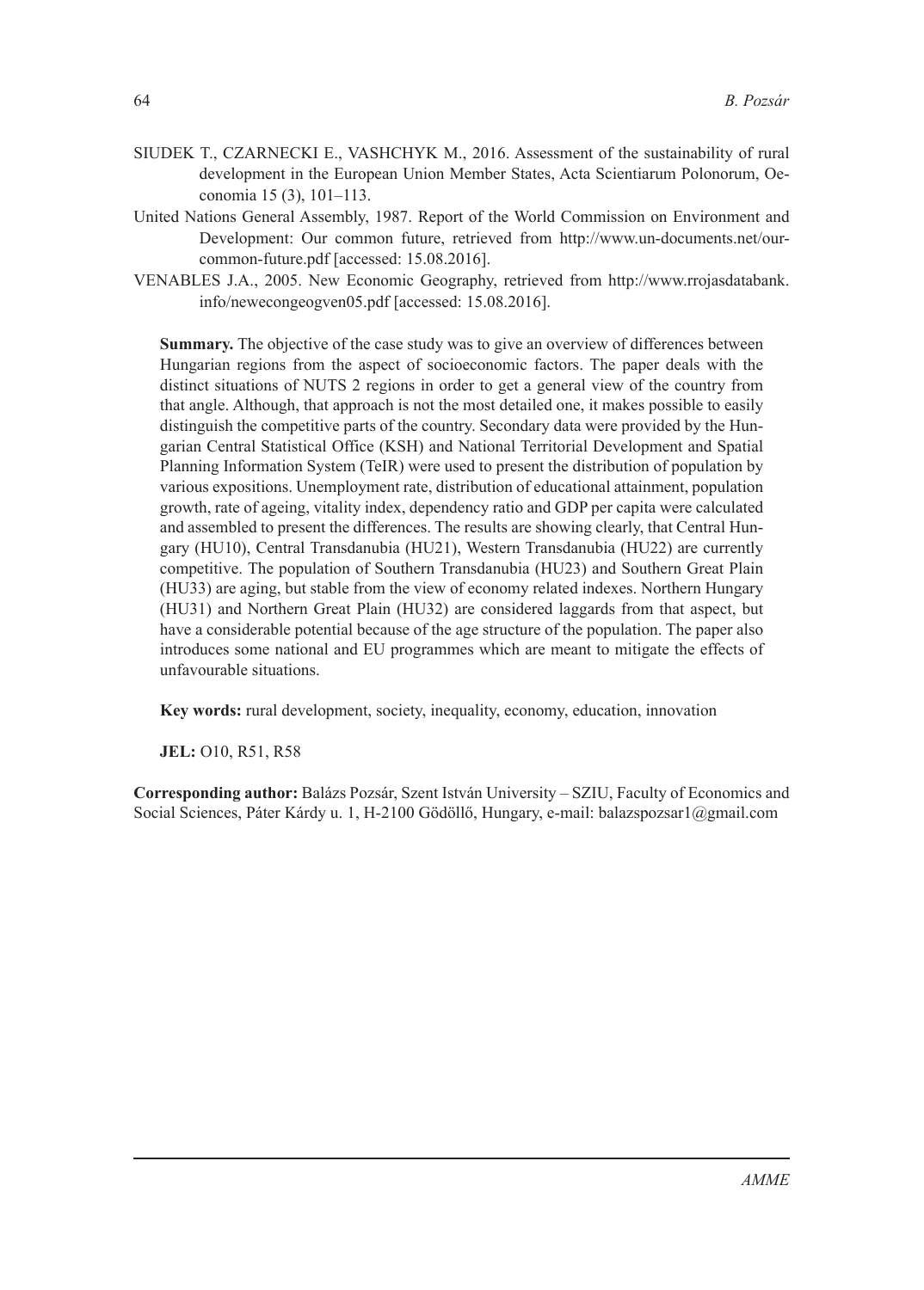SIUDEK T., CZARNECKI E., VASHCHYK M., 2016. Assessment of the sustainability of rural development in the European Union Member States, Acta Scientiarum Polonorum, Oeconomia 15 (3), 101–113.

United Nations General Assembly, 1987. Report of the World Commission on Environment and Development: Our common future, retrieved from http://www.un-documents.net/our-common-future.pdf [accessed: 15.08.2016].

VENABLES J.A., 2005. New Economic Geography, retrieved from http://www.rrojasdatabank.info/newecongeogven05.pdf [accessed: 15.08.2016].

**Summary.** The objective of the case study was to give an overview of differences between Hungarian regions from the aspect of socioeconomic factors. The paper deals with the distinct situations of NUTS 2 regions in order to get a general view of the country from that angle. Although, that approach is not the most detailed one, it makes possible to easily distinguish the competitive parts of the country. Secondary data were provided by the Hungarian Central Statistical Office (KSH) and National Territorial Development and Spatial Planning Information System (TeIR) were used to present the distribution of population by various expositions. Unemployment rate, distribution of educational attainment, population growth, rate of ageing, vitality index, dependency ratio and GDP per capita were calculated and assembled to present the differences. The results are showing clearly, that Central Hungary (HU10), Central Transdanubia (HU21), Western Transdanubia (HU22) are currently competitive. The population of Southern Transdanubia (HU23) and Southern Great Plain (HU33) are aging, but stable from the view of economy related indexes. Northern Hungary (HU31) and Northern Great Plain (HU32) are considered laggards from that aspect, but have a considerable potential because of the age structure of the population. The paper also introduces some national and EU programmes which are meant to mitigate the effects of unfavourable situations.

**Key words:** rural development, society, inequality, economy, education, innovation

**JEL:** O10, R51, R58

**Corresponding author:** Balázs Pozsár, Szent István University – SZIU, Faculty of Economics and Social Sciences, Páter Kárdy u. 1, H-2100 Gödöllő, Hungary, e-mail: balazspozsar1@gmail.com